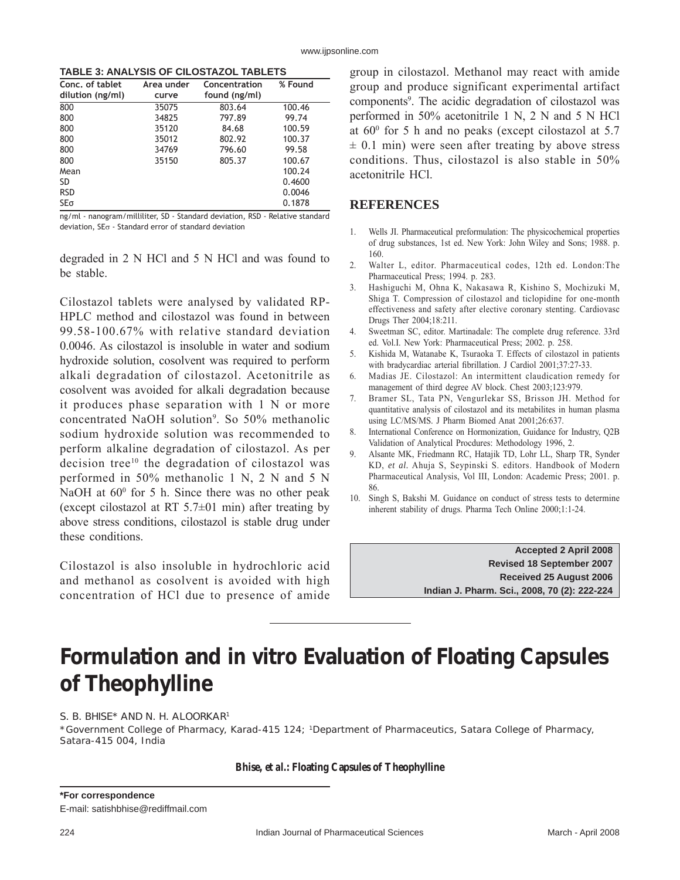**TABLE 3: ANALYSIS OF CILOSTAZOL TABLETS**

| Conc. of tablet dilution (ng/ml) | Area under curve | Concentration found (ng/ml) | % Found |
|---|---|---|---|
| 800 | 35075 | 803.64 | 100.46 |
| 800 | 34825 | 797.89 | 99.74 |
| 800 | 35120 | 84.68 | 100.59 |
| 800 | 35012 | 802.92 | 100.37 |
| 800 | 34769 | 796.60 | 99.58 |
| 800 | 35150 | 805.37 | 100.67 |
| Mean | | | 100.24 |
| SD | | | 0.4600 |
| RSD | | | 0.0046 |
| SEσ | | | 0.1878 |

ng/ml - nanogram/milliliter, SD - Standard deviation, RSD - Relative standard deviation, SEσ - Standard error of standard deviation

degraded in 2 N HCl and 5 N HCl and was found to be stable.

Cilostazol tablets were analysed by validated RP-HPLC method and cilostazol was found in between 99.58-100.67% with relative standard deviation 0.0046. As cilostazol is insoluble in water and sodium hydroxide solution, cosolvent was required to perform alkali degradation of cilostazol. Acetonitrile as cosolvent was avoided for alkali degradation because it produces phase separation with 1 N or more concentrated NaOH solution[9]. So 50% methanolic sodium hydroxide solution was recommended to perform alkaline degradation of cilostazol. As per decision tree[10] the degradation of cilostazol was performed in 50% methanolic 1 N, 2 N and 5 N NaOH at $60^0$ for 5 h. Since there was no other peak (except cilostazol at RT 5.7±01 min) after treating by above stress conditions, cilostazol is stable drug under these conditions.

Cilostazol is also insoluble in hydrochloric acid and methanol as cosolvent is avoided with high concentration of HCl due to presence of amide group in cilostazol. Methanol may react with amide group and produce significant experimental artifact components[9]. The acidic degradation of cilostazol was performed in 50% acetonitrile 1 N, 2 N and 5 N HCl at $60^0$ for 5 h and no peaks (except cilostazol at 5.7 ± 0.1 min) were seen after treating by above stress conditions. Thus, cilostazol is also stable in 50% acetonitrile HCl.

## REFERENCES

1. Wells JI. Pharmaceutical preformulation: The physicochemical properties of drug substances, 1st ed. New York: John Wiley and Sons; 1988. p. 160.
2. Walter L, editor. Pharmaceutical codes, 12th ed. London:The Pharmaceutical Press; 1994. p. 283.
3. Hashiguchi M, Ohna K, Nakasawa R, Kishino S, Mochizuki M, Shiga T. Compression of cilostazol and ticlopidine for one-month effectiveness and safety after elective coronary stenting. Cardiovasc Drugs Ther 2004;18:211.
4. Sweetman SC, editor. Martinadale: The complete drug reference. 33rd ed. Vol.I. New York: Pharmaceutical Press; 2002. p. 258.
5. Kishida M, Watanabe K, Tsuraoka T. Effects of cilostazol in patients with bradycardiac arterial fibrillation. J Cardiol 2001;37:27-33.
6. Madias JE. Cilostazol: An intermittent claudication remedy for management of third degree AV block. Chest 2003;123:979.
7. Bramer SL, Tata PN, Vengurlekar SS, Brisson JH. Method for quantitative analysis of cilostazol and its metabilites in human plasma using LC/MS/MS. J Pharm Biomed Anat 2001;26:637.
8. International Conference on Hormonization, Guidance for Industry, Q2B Validation of Analytical Procdures: Methodology 1996, 2.
9. Alsante MK, Friedmann RC, Hatajik TD, Lohr LL, Sharp TR, Synder KD, *et al*. Ahuja S, Seypinski S. editors. Handbook of Modern Pharmaceutical Analysis, Vol III, London: Academic Press; 2001. p. 86.
10. Singh S, Bakshi M. Guidance on conduct of stress tests to determine inherent stability of drugs. Pharma Tech Online 2000;1:1-24.

**Accepted 2 April 2008**
**Revised 18 September 2007**
**Received 25 August 2006**
**Indian J. Pharm. Sci., 2008, 70 (2): 222-224**

---

# Formulation and in vitro Evaluation of Floating Capsules of Theophylline

S. B. BHISE* AND N. H. ALOORKAR[1]

*Government College of Pharmacy, Karad-415 124; [1]Department of Pharmaceutics, Satara College of Pharmacy, Satara-415 004, India

**Bhise, *et al.*: Floating Capsules of Theophylline**

**\*For correspondence**
E-mail: satishbhise@rediffmail.com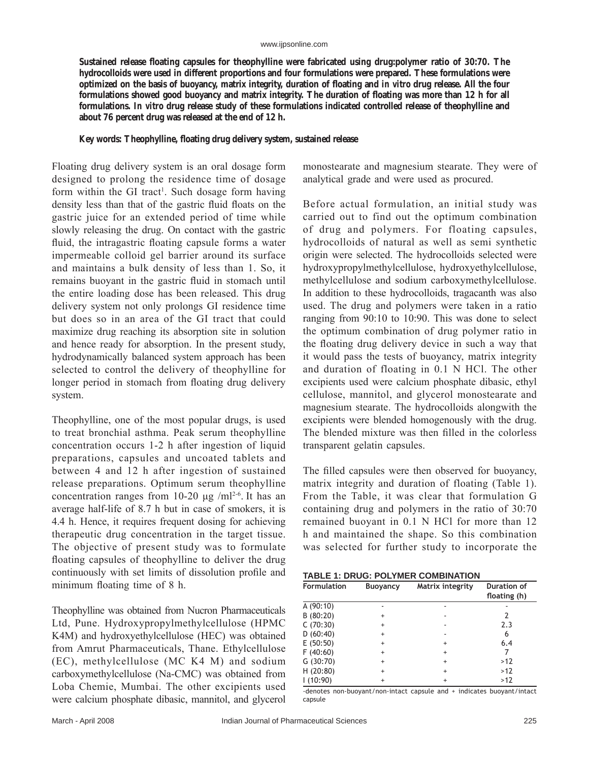**Sustained release floating capsules for theophylline were fabricated using drug:polymer ratio of 30:70. The hydrocolloids were used in different proportions and four formulations were prepared. These formulations were optimized on the basis of buoyancy, matrix integrity, duration of floating and *in vitro* drug release. All the four formulations showed good buoyancy and matrix integrity. The duration of floating was more than 12 h for all formulations. *In vitro* drug release study of these formulations indicated controlled release of theophylline and about 76 percent drug was released at the end of 12 h.**

**Key words: Theophylline, floating drug delivery system, sustained release**

Floating drug delivery system is an oral dosage form designed to prolong the residence time of dosage form within the GI tract[1]. Such dosage form having density less than that of the gastric fluid floats on the gastric juice for an extended period of time while slowly releasing the drug. On contact with the gastric fluid, the intragastric floating capsule forms a water impermeable colloid gel barrier around its surface and maintains a bulk density of less than 1. So, it remains buoyant in the gastric fluid in stomach until the entire loading dose has been released. This drug delivery system not only prolongs GI residence time but does so in an area of the GI tract that could maximize drug reaching its absorption site in solution and hence ready for absorption. In the present study, hydrodynamically balanced system approach has been selected to control the delivery of theophylline for longer period in stomach from floating drug delivery system.

Theophylline, one of the most popular drugs, is used to treat bronchial asthma. Peak serum theophylline concentration occurs 1-2 h after ingestion of liquid preparations, capsules and uncoated tablets and between 4 and 12 h after ingestion of sustained release preparations. Optimum serum theophylline concentration ranges from 10-20 μg /ml[2-6]. It has an average half-life of 8.7 h but in case of smokers, it is 4.4 h. Hence, it requires frequent dosing for achieving therapeutic drug concentration in the target tissue. The objective of present study was to formulate floating capsules of theophylline to deliver the drug continuously with set limits of dissolution profile and minimum floating time of 8 h.

Theophylline was obtained from Nucron Pharmaceuticals Ltd, Pune. Hydroxypropylmethylcellulose (HPMC K4M) and hydroxyethylcellulose (HEC) was obtained from Amrut Pharmaceuticals, Thane. Ethylcellulose (EC), methylcellulose (MC K4 M) and sodium carboxymethylcellulose (Na-CMC) was obtained from Loba Chemie, Mumbai. The other excipients used were calcium phosphate dibasic, mannitol, and glycerol monostearate and magnesium stearate. They were of analytical grade and were used as procured.

Before actual formulation, an initial study was carried out to find out the optimum combination of drug and polymers. For floating capsules, hydrocolloids of natural as well as semi synthetic origin were selected. The hydrocolloids selected were hydroxypropylmethylcellulose, hydroxyethylcellulose, methylcellulose and sodium carboxymethylcellulose. In addition to these hydrocolloids, tragacanth was also used. The drug and polymers were taken in a ratio ranging from 90:10 to 10:90. This was done to select the optimum combination of drug polymer ratio in the floating drug delivery device in such a way that it would pass the tests of buoyancy, matrix integrity and duration of floating in 0.1 N HCl. The other excipients used were calcium phosphate dibasic, ethyl cellulose, mannitol, and glycerol monostearate and magnesium stearate. The hydrocolloids alongwith the excipients were blended homogenously with the drug. The blended mixture was then filled in the colorless transparent gelatin capsules.

The filled capsules were then observed for buoyancy, matrix integrity and duration of floating (Table 1). From the Table, it was clear that formulation G containing drug and polymers in the ratio of 30:70 remained buoyant in 0.1 N HCl for more than 12 h and maintained the shape. So this combination was selected for further study to incorporate the

**TABLE 1: DRUG: POLYMER COMBINATION**

| Formulation | Buoyancy | Matrix integrity | Duration of floating (h) |
|---|---|---|---|
| A (90:10) | - | - | - |
| B (80:20) | + | - | 2 |
| C (70:30) | + | - | 2.3 |
| D (60:40) | + | - | 6 |
| E (50:50) | + | + | 6.4 |
| F (40:60) | + | + | 7 |
| G (30:70) | + | + | >12 |
| H (20:80) | + | + | >12 |
| I (10:90) | + | + | >12 |

-denotes non-buoyant/non-intact capsule and + indicates buoyant/intact capsule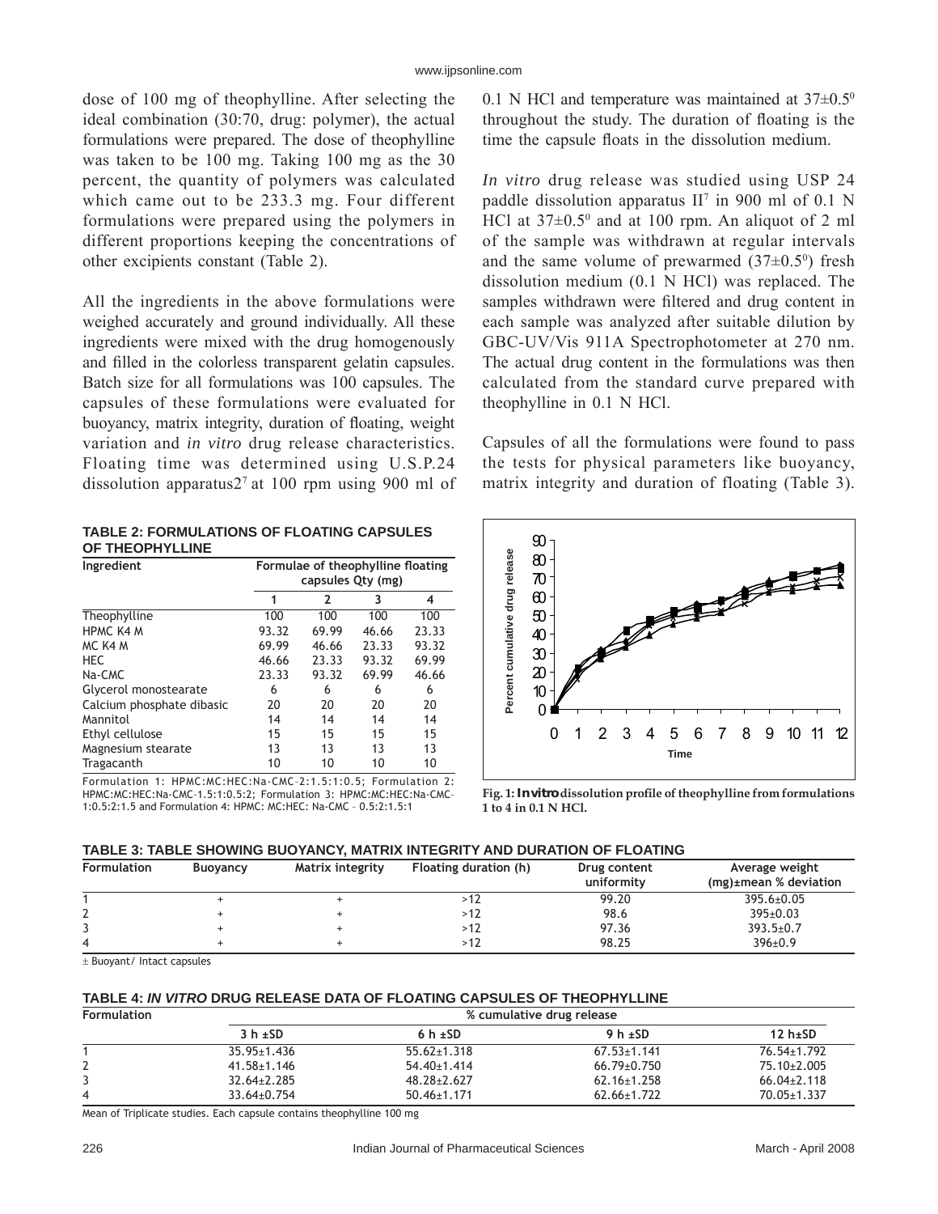dose of 100 mg of theophylline. After selecting the ideal combination (30:70, drug: polymer), the actual formulations were prepared. The dose of theophylline was taken to be 100 mg. Taking 100 mg as the 30 percent, the quantity of polymers was calculated which came out to be 233.3 mg. Four different formulations were prepared using the polymers in different proportions keeping the concentrations of other excipients constant (Table 2).

All the ingredients in the above formulations were weighed accurately and ground individually. All these ingredients were mixed with the drug homogenously and filled in the colorless transparent gelatin capsules. Batch size for all formulations was 100 capsules. The capsules of these formulations were evaluated for buoyancy, matrix integrity, duration of floating, weight variation and *in vitro* drug release characteristics. Floating time was determined using U.S.P.24 dissolution apparatus2[7] at 100 rpm using 900 ml of 0.1 N HCl and temperature was maintained at $37\pm0.5^0$ throughout the study. The duration of floating is the time the capsule floats in the dissolution medium.

*In vitro* drug release was studied using USP 24 paddle dissolution apparatus II[7] in 900 ml of 0.1 N HCl at $37\pm0.5^0$ and at 100 rpm. An aliquot of 2 ml of the sample was withdrawn at regular intervals and the same volume of prewarmed ($37\pm0.5^0$) fresh dissolution medium (0.1 N HCl) was replaced. The samples withdrawn were filtered and drug content in each sample was analyzed after suitable dilution by GBC-UV/Vis 911A Spectrophotometer at 270 nm. The actual drug content in the formulations was then calculated from the standard curve prepared with theophylline in 0.1 N HCl.

Capsules of all the formulations were found to pass the tests for physical parameters like buoyancy, matrix integrity and duration of floating (Table 3).

**TABLE 2: FORMULATIONS OF FLOATING CAPSULES OF THEOPHYLLINE**

| Ingredient | Formulae of theophylline floating capsules Qty (mg) | | | |
|---|---|---|---|---|
| | 1 | 2 | 3 | 4 |
| Theophylline | 100 | 100 | 100 | 100 |
| HPMC K4 M | 93.32 | 69.99 | 46.66 | 23.33 |
| MC K4 M | 69.99 | 46.66 | 23.33 | 93.32 |
| HEC | 46.66 | 23.33 | 93.32 | 69.99 |
| Na-CMC | 23.33 | 93.32 | 69.99 | 46.66 |
| Glycerol monostearate | 6 | 6 | 6 | 6 |
| Calcium phosphate dibasic | 20 | 20 | 20 | 20 |
| Mannitol | 14 | 14 | 14 | 14 |
| Ethyl cellulose | 15 | 15 | 15 | 15 |
| Magnesium stearate | 13 | 13 | 13 | 13 |
| Tragacanth | 10 | 10 | 10 | 10 |

Formulation 1: HPMC:MC:HEC:Na-CMC–2:1.5:1:0.5; Formulation 2: HPMC:MC:HEC:Na-CMC–1.5:1:0.5:2; Formulation 3: HPMC:MC:HEC:Na-CMC–1:0.5:2:1.5 and Formulation 4: HPMC: MC:HEC: Na-CMC – 0.5:2:1.5:1

Fig. 1: *In vitro* dissolution profile of theophylline from formulations 1 to 4 in 0.1 N HCl.

**TABLE 3: TABLE SHOWING BUOYANCY, MATRIX INTEGRITY AND DURATION OF FLOATING**

| Formulation | Buoyancy | Matrix integrity | Floating duration (h) | Drug content uniformity | Average weight (mg)±mean % deviation |
|---|---|---|---|---|---|
| 1 | + | + | >12 | 99.20 | 395.6±0.05 |
| 2 | + | + | >12 | 98.6 | 395±0.03 |
| 3 | + | + | >12 | 97.36 | 393.5±0.7 |
| 4 | + | + | >12 | 98.25 | 396±0.9 |

± Buoyant/ Intact capsules

**TABLE 4: *IN VITRO* DRUG RELEASE DATA OF FLOATING CAPSULES OF THEOPHYLLINE**

| Formulation | % cumulative drug release | | | |
|---|---|---|---|---|
| | 3 h ±SD | 6 h ±SD | 9 h ±SD | 12 h±SD |
| 1 | 35.95±1.436 | 55.62±1.318 | 67.53±1.141 | 76.54±1.792 |
| 2 | 41.58±1.146 | 54.40±1.414 | 66.79±0.750 | 75.10±2.005 |
| 3 | 32.64±2.285 | 48.28±2.627 | 62.16±1.258 | 66.04±2.118 |
| 4 | 33.64±0.754 | 50.46±1.171 | 62.66±1.722 | 70.05±1.337 |

Mean of Triplicate studies. Each capsule contains theophylline 100 mg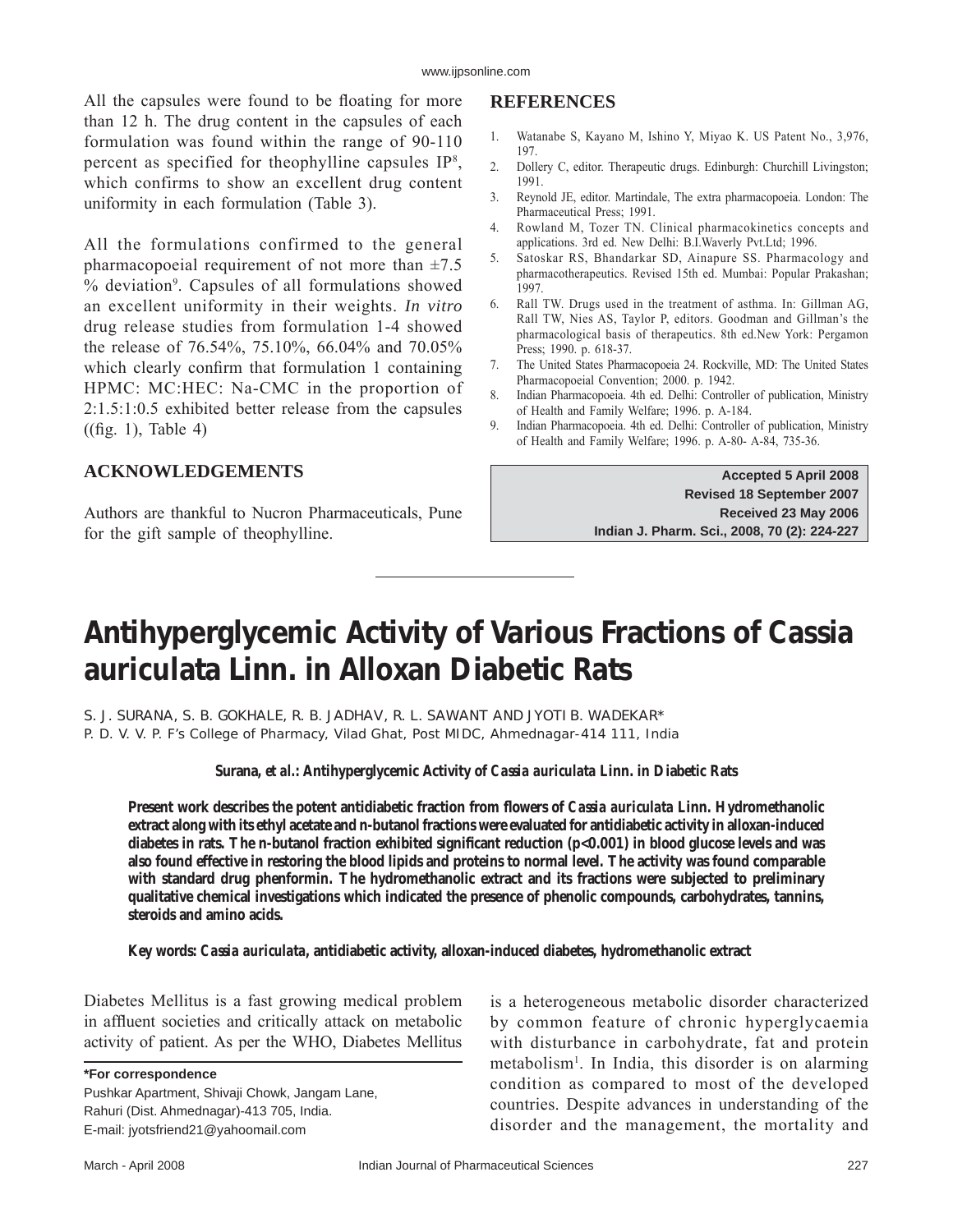All the capsules were found to be floating for more than 12 h. The drug content in the capsules of each formulation was found within the range of 90-110 percent as specified for theophylline capsules IP[8], which confirms to show an excellent drug content uniformity in each formulation (Table 3).

All the formulations confirmed to the general pharmacopoeial requirement of not more than ±7.5 % deviation[9]. Capsules of all formulations showed an excellent uniformity in their weights. *In vitro* drug release studies from formulation 1-4 showed the release of 76.54%, 75.10%, 66.04% and 70.05% which clearly confirm that formulation 1 containing HPMC: MC:HEC: Na-CMC in the proportion of 2:1.5:1:0.5 exhibited better release from the capsules ((fig. 1), Table 4)

## ACKNOWLEDGEMENTS

Authors are thankful to Nucron Pharmaceuticals, Pune for the gift sample of theophylline.

## REFERENCES

1. Watanabe S, Kayano M, Ishino Y, Miyao K. US Patent No., 3,976, 197.
2. Dollery C, editor. Therapeutic drugs. Edinburgh: Churchill Livingston; 1991.
3. Reynold JE, editor. Martindale, The extra pharmacopoeia. London: The Pharmaceutical Press; 1991.
4. Rowland M, Tozer TN. Clinical pharmacokinetics concepts and applications. 3rd ed. New Delhi: B.I.Waverly Pvt.Ltd; 1996.
5. Satoskar RS, Bhandarkar SD, Ainapure SS. Pharmacology and pharmacotherapeutics. Revised 15th ed. Mumbai: Popular Prakashan; 1997.
6. Rall TW. Drugs used in the treatment of asthma. In: Gillman AG, Rall TW, Nies AS, Taylor P, editors. Goodman and Gillman's the pharmacological basis of therapeutics. 8th ed.New York: Pergamon Press; 1990. p. 618-37.
7. The United States Pharmacopoeia 24. Rockville, MD: The United States Pharmacopoeial Convention; 2000. p. 1942.
8. Indian Pharmacopoeia. 4th ed. Delhi: Controller of publication, Ministry of Health and Family Welfare; 1996. p. A-184.
9. Indian Pharmacopoeia. 4th ed. Delhi: Controller of publication, Ministry of Health and Family Welfare; 1996. p. A-80- A-84, 735-36.

**Accepted 5 April 2008**
**Revised 18 September 2007**
**Received 23 May 2006**
**Indian J. Pharm. Sci., 2008, 70 (2): 224-227**

---

# Antihyperglycemic Activity of Various Fractions of Cassia auriculata Linn. in Alloxan Diabetic Rats

S. J. SURANA, S. B. GOKHALE, R. B. JADHAV, R. L. SAWANT AND JYOTI B. WADEKAR*
P. D. V. V. P. F's College of Pharmacy, Vilad Ghat, Post MIDC, Ahmednagar-414 111, India

**Surana, *et al.*: Antihyperglycemic Activity of *Cassia auriculata* Linn. in Diabetic Rats**

**Present work describes the potent antidiabetic fraction from flowers of *Cassia auriculata* Linn. Hydromethanolic extract along with its ethyl acetate and n-butanol fractions were evaluated for antidiabetic activity in alloxan-induced diabetes in rats. The n-butanol fraction exhibited significant reduction (p<0.001) in blood glucose levels and was also found effective in restoring the blood lipids and proteins to normal level. The activity was found comparable with standard drug phenformin. The hydromethanolic extract and its fractions were subjected to preliminary qualitative chemical investigations which indicated the presence of phenolic compounds, carbohydrates, tannins, steroids and amino acids.**

**Key words: *Cassia auriculata*, antidiabetic activity, alloxan-induced diabetes, hydromethanolic extract**

Diabetes Mellitus is a fast growing medical problem in affluent societies and critically attack on metabolic activity of patient. As per the WHO, Diabetes Mellitus is a heterogeneous metabolic disorder characterized by common feature of chronic hyperglycaemia with disturbance in carbohydrate, fat and protein metabolism[1]. In India, this disorder is on alarming condition as compared to most of the developed countries. Despite advances in understanding of the disorder and the management, the mortality and

**\*For correspondence**
Pushkar Apartment, Shivaji Chowk, Jangam Lane, Rahuri (Dist. Ahmednagar)-413 705, India.
E-mail: jyotsfriend21@yahoomail.com